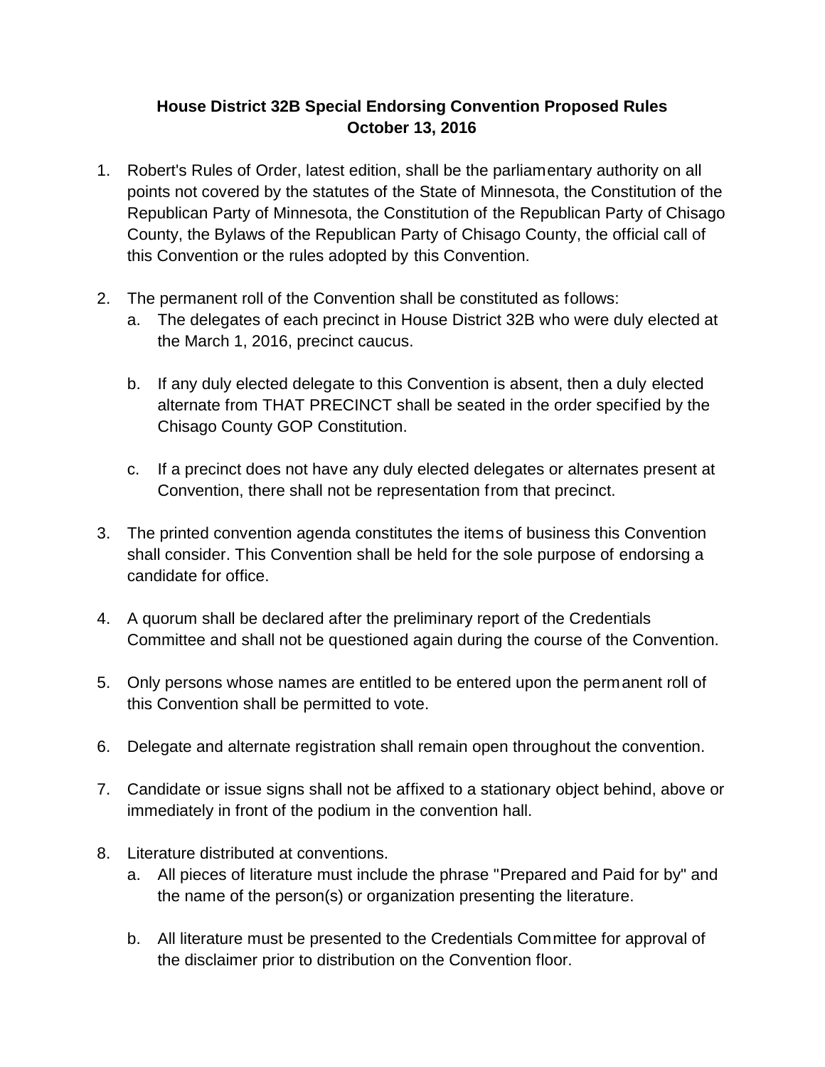# House District 32B Special Endorsing Convention Proposed Rules
## October 13, 2016

1. Robert's Rules of Order, latest edition, shall be the parliamentary authority on all points not covered by the statutes of the State of Minnesota, the Constitution of the Republican Party of Minnesota, the Constitution of the Republican Party of Chisago County, the Bylaws of the Republican Party of Chisago County, the official call of this Convention or the rules adopted by this Convention.

2. The permanent roll of the Convention shall be constituted as follows:
   a. The delegates of each precinct in House District 32B who were duly elected at the March 1, 2016, precinct caucus.

   b. If any duly elected delegate to this Convention is absent, then a duly elected alternate from THAT PRECINCT shall be seated in the order specified by the Chisago County GOP Constitution.

   c. If a precinct does not have any duly elected delegates or alternates present at Convention, there shall not be representation from that precinct.

3. The printed convention agenda constitutes the items of business this Convention shall consider. This Convention shall be held for the sole purpose of endorsing a candidate for office.

4. A quorum shall be declared after the preliminary report of the Credentials Committee and shall not be questioned again during the course of the Convention.

5. Only persons whose names are entitled to be entered upon the permanent roll of this Convention shall be permitted to vote.

6. Delegate and alternate registration shall remain open throughout the convention.

7. Candidate or issue signs shall not be affixed to a stationary object behind, above or immediately in front of the podium in the convention hall.

8. Literature distributed at conventions.
   a. All pieces of literature must include the phrase "Prepared and Paid for by" and the name of the person(s) or organization presenting the literature.

   b. All literature must be presented to the Credentials Committee for approval of the disclaimer prior to distribution on the Convention floor.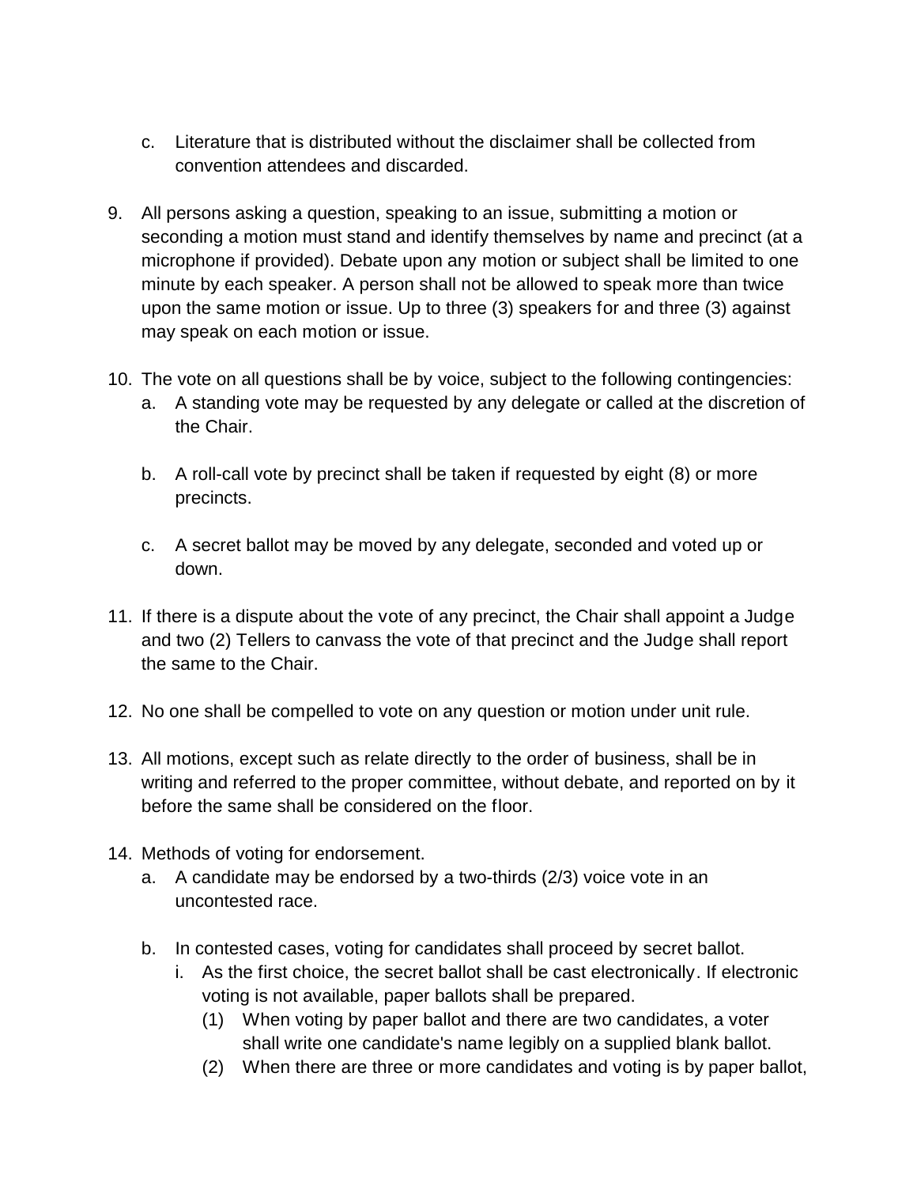c. Literature that is distributed without the disclaimer shall be collected from convention attendees and discarded.

9. All persons asking a question, speaking to an issue, submitting a motion or seconding a motion must stand and identify themselves by name and precinct (at a microphone if provided). Debate upon any motion or subject shall be limited to one minute by each speaker. A person shall not be allowed to speak more than twice upon the same motion or issue. Up to three (3) speakers for and three (3) against may speak on each motion or issue.

10. The vote on all questions shall be by voice, subject to the following contingencies:
    a. A standing vote may be requested by any delegate or called at the discretion of the Chair.

    b. A roll-call vote by precinct shall be taken if requested by eight (8) or more precincts.

    c. A secret ballot may be moved by any delegate, seconded and voted up or down.

11. If there is a dispute about the vote of any precinct, the Chair shall appoint a Judge and two (2) Tellers to canvass the vote of that precinct and the Judge shall report the same to the Chair.

12. No one shall be compelled to vote on any question or motion under unit rule.

13. All motions, except such as relate directly to the order of business, shall be in writing and referred to the proper committee, without debate, and reported on by it before the same shall be considered on the floor.

14. Methods of voting for endorsement.
    a. A candidate may be endorsed by a two-thirds (2/3) voice vote in an uncontested race.

    b. In contested cases, voting for candidates shall proceed by secret ballot.
        i. As the first choice, the secret ballot shall be cast electronically. If electronic voting is not available, paper ballots shall be prepared.
            (1) When voting by paper ballot and there are two candidates, a voter shall write one candidate's name legibly on a supplied blank ballot.
            (2) When there are three or more candidates and voting is by paper ballot,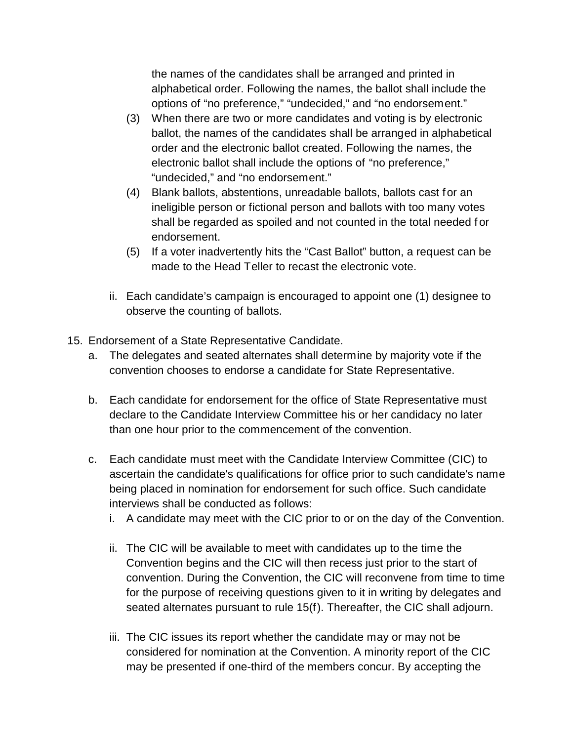the names of the candidates shall be arranged and printed in alphabetical order. Following the names, the ballot shall include the options of "no preference," "undecided," and "no endorsement."

(3) When there are two or more candidates and voting is by electronic ballot, the names of the candidates shall be arranged in alphabetical order and the electronic ballot created. Following the names, the electronic ballot shall include the options of "no preference," "undecided," and "no endorsement."

(4) Blank ballots, abstentions, unreadable ballots, ballots cast for an ineligible person or fictional person and ballots with too many votes shall be regarded as spoiled and not counted in the total needed for endorsement.

(5) If a voter inadvertently hits the "Cast Ballot" button, a request can be made to the Head Teller to recast the electronic vote.

ii. Each candidate's campaign is encouraged to appoint one (1) designee to observe the counting of ballots.

15. Endorsement of a State Representative Candidate.

a. The delegates and seated alternates shall determine by majority vote if the convention chooses to endorse a candidate for State Representative.

b. Each candidate for endorsement for the office of State Representative must declare to the Candidate Interview Committee his or her candidacy no later than one hour prior to the commencement of the convention.

c. Each candidate must meet with the Candidate Interview Committee (CIC) to ascertain the candidate's qualifications for office prior to such candidate's name being placed in nomination for endorsement for such office. Such candidate interviews shall be conducted as follows:

i. A candidate may meet with the CIC prior to or on the day of the Convention.

ii. The CIC will be available to meet with candidates up to the time the Convention begins and the CIC will then recess just prior to the start of convention. During the Convention, the CIC will reconvene from time to time for the purpose of receiving questions given to it in writing by delegates and seated alternates pursuant to rule 15(f). Thereafter, the CIC shall adjourn.

iii. The CIC issues its report whether the candidate may or may not be considered for nomination at the Convention. A minority report of the CIC may be presented if one-third of the members concur. By accepting the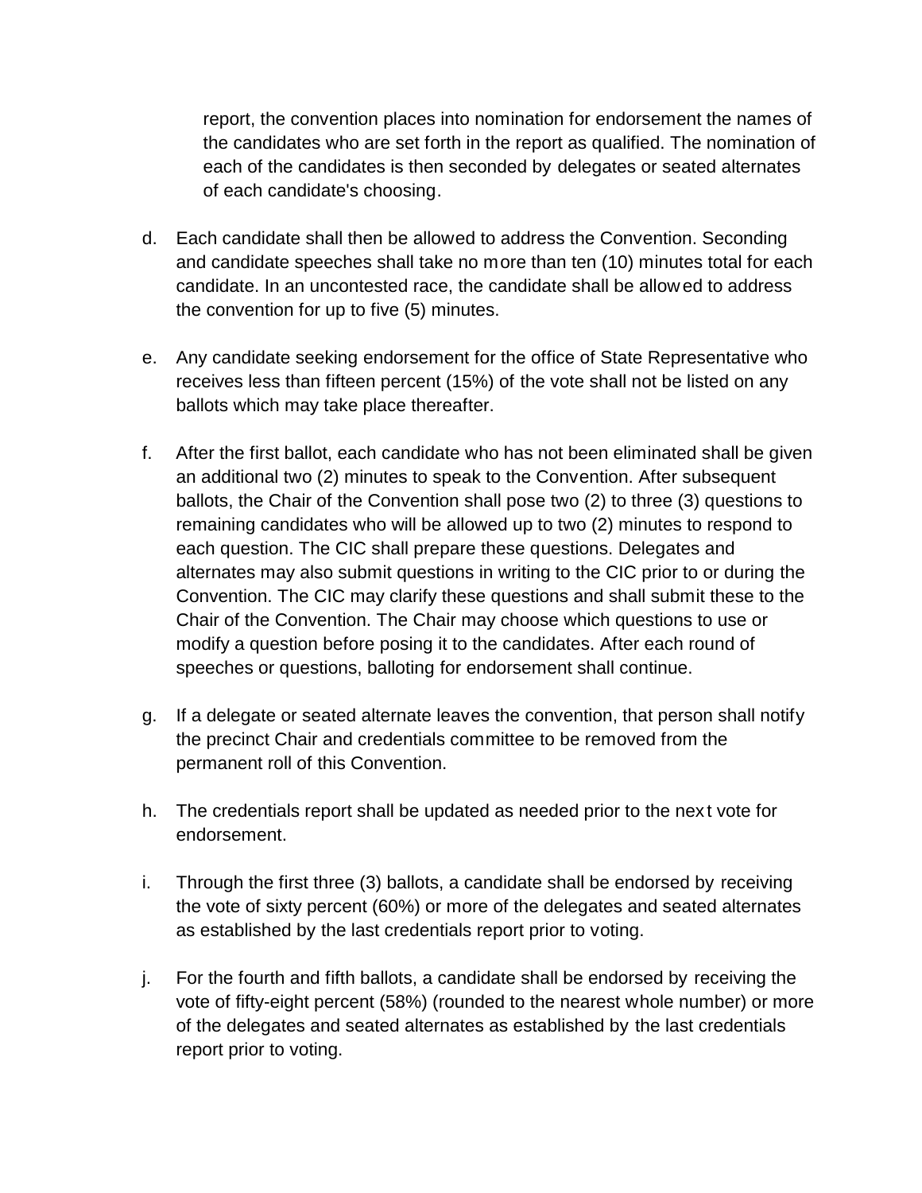report, the convention places into nomination for endorsement the names of the candidates who are set forth in the report as qualified. The nomination of each of the candidates is then seconded by delegates or seated alternates of each candidate's choosing.

d. Each candidate shall then be allowed to address the Convention. Seconding and candidate speeches shall take no more than ten (10) minutes total for each candidate. In an uncontested race, the candidate shall be allowed to address the convention for up to five (5) minutes.

e. Any candidate seeking endorsement for the office of State Representative who receives less than fifteen percent (15%) of the vote shall not be listed on any ballots which may take place thereafter.

f. After the first ballot, each candidate who has not been eliminated shall be given an additional two (2) minutes to speak to the Convention. After subsequent ballots, the Chair of the Convention shall pose two (2) to three (3) questions to remaining candidates who will be allowed up to two (2) minutes to respond to each question. The CIC shall prepare these questions. Delegates and alternates may also submit questions in writing to the CIC prior to or during the Convention. The CIC may clarify these questions and shall submit these to the Chair of the Convention. The Chair may choose which questions to use or modify a question before posing it to the candidates. After each round of speeches or questions, balloting for endorsement shall continue.

g. If a delegate or seated alternate leaves the convention, that person shall notify the precinct Chair and credentials committee to be removed from the permanent roll of this Convention.

h. The credentials report shall be updated as needed prior to the next vote for endorsement.

i. Through the first three (3) ballots, a candidate shall be endorsed by receiving the vote of sixty percent (60%) or more of the delegates and seated alternates as established by the last credentials report prior to voting.

j. For the fourth and fifth ballots, a candidate shall be endorsed by receiving the vote of fifty-eight percent (58%) (rounded to the nearest whole number) or more of the delegates and seated alternates as established by the last credentials report prior to voting.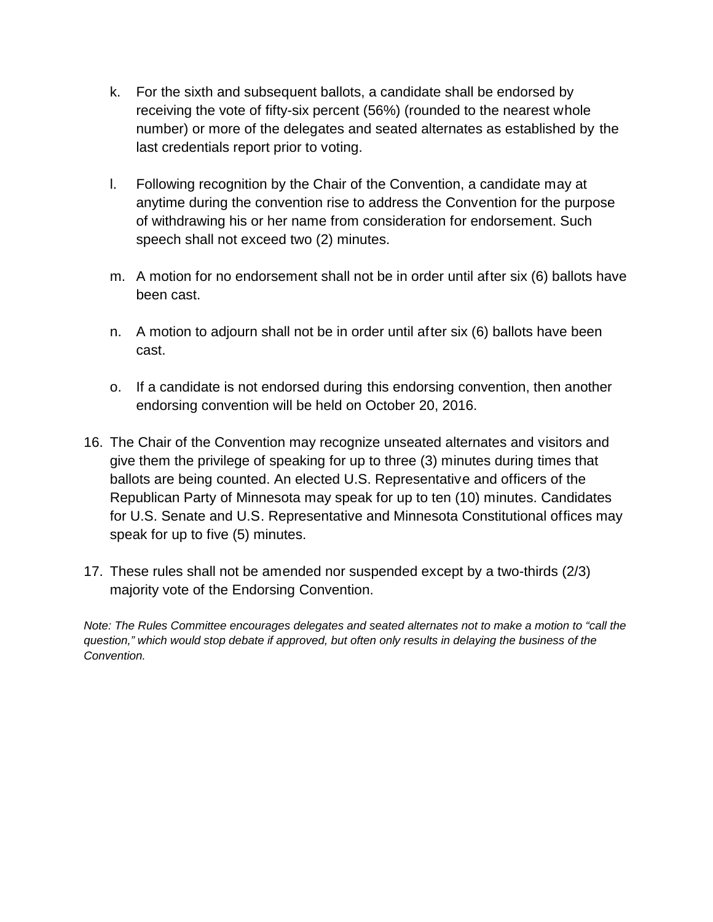k. For the sixth and subsequent ballots, a candidate shall be endorsed by receiving the vote of fifty-six percent (56%) (rounded to the nearest whole number) or more of the delegates and seated alternates as established by the last credentials report prior to voting.

l. Following recognition by the Chair of the Convention, a candidate may at anytime during the convention rise to address the Convention for the purpose of withdrawing his or her name from consideration for endorsement. Such speech shall not exceed two (2) minutes.

m. A motion for no endorsement shall not be in order until after six (6) ballots have been cast.

n. A motion to adjourn shall not be in order until after six (6) ballots have been cast.

o. If a candidate is not endorsed during this endorsing convention, then another endorsing convention will be held on October 20, 2016.

16. The Chair of the Convention may recognize unseated alternates and visitors and give them the privilege of speaking for up to three (3) minutes during times that ballots are being counted. An elected U.S. Representative and officers of the Republican Party of Minnesota may speak for up to ten (10) minutes. Candidates for U.S. Senate and U.S. Representative and Minnesota Constitutional offices may speak for up to five (5) minutes.

17. These rules shall not be amended nor suspended except by a two-thirds (2/3) majority vote of the Endorsing Convention.

*Note: The Rules Committee encourages delegates and seated alternates not to make a motion to "call the question," which would stop debate if approved, but often only results in delaying the business of the Convention.*